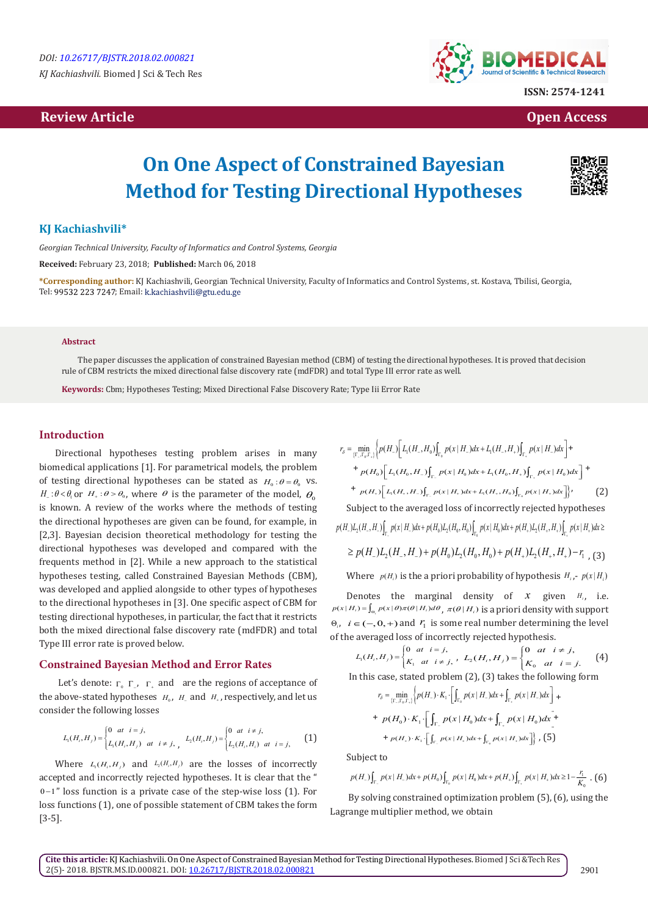Review Article | Open Access

# On One Aspect of Constrained Bayesian Method for Testing Directional Hypotheses

**KJ Kachiashvili***

*Georgian Technical University, Faculty of Informatics and Control Systems, Georgia*

**Received:** February 23, 2018; **Published:** March 06, 2018

***Corresponding author:** KJ Kachiashvili, Georgian Technical University, Faculty of Informatics and Control Systems, st. Kostava, Tbilisi, Georgia, Tel: 99532 223 7247; Email: k.kachiashvili@gtu.edu.ge

### Abstract

The paper discusses the application of constrained Bayesian method (CBM) of testing the directional hypotheses. It is proved that decision rule of CBM restricts the mixed directional false discovery rate (mdFDR) and total Type III error rate as well.

**Keywords:** Cbm; Hypotheses Testing; Mixed Directional False Discovery Rate; Type Iii Error Rate

## Introduction

Directional hypotheses testing problem arises in many biomedical applications [1]. For parametrical models, the problem of testing directional hypotheses can be stated as $H_0 : \theta = \theta_0$ vs. $H_- : \theta < \theta_0$ or $H_+ : \theta > \theta_0$, where $\theta$ is the parameter of the model, $\theta_0$ is known. A review of the works where the methods of testing the directional hypotheses are given can be found, for example, in [2,3]. Bayesian decision theoretical methodology for testing the directional hypotheses was developed and compared with the frequents method in [2]. While a new approach to the statistical hypotheses testing, called Constrained Bayesian Methods (CBM), was developed and applied alongside to other types of hypotheses to the directional hypotheses in [3]. One specific aspect of CBM for testing directional hypotheses, in particular, the fact that it restricts both the mixed directional false discovery rate (mdFDR) and total Type III error rate is proved below.

## Constrained Bayesian Method and Error Rates

Let's denote: $\Gamma_0$, $\Gamma_-$, $\Gamma_+$ and are the regions of acceptance of the above-stated hypotheses $H_0$, $H_-$ and $H_+$, respectively, and let us consider the following losses

$$L_1(H_i,H_j) = \begin{cases} 0 & at \;\; i=j, \\ L_1(H_i,H_j) & at \;\; i \neq j, \end{cases} \quad L_2(H_i,H_j) = \begin{cases} 0 & at \;\; i \neq j, \\ L_2(H_i,H_i) & at \;\; i = j, \end{cases} \tag{1}$$

Where $L_1(H_i,H_j)$ and $L_2(H_i,H_j)$ are the losses of incorrectly accepted and incorrectly rejected hypotheses. It is clear that the "$0-1$" loss function is a private case of the step-wise loss (1). For loss functions (1), one of possible statement of CBM takes the form [3-5].

$$r_\delta = \min_{\{\Gamma_-,\Gamma_0,\Gamma_+\}} \Big\{ p(H_-)\Big[ L_1(H_-,H_0)\int_{\Gamma_0} p(x\,|\,H_-)dx + L_1(H_-,H_+)\int_{\Gamma_+} p(x\,|\,H_-)dx \Big] +$$
$$+\, p(H_0)\Big[ L_1(H_0,H_-)\int_{\Gamma_-} p(x\,|\,H_0)dx + L_1(H_0,H_+)\int_{\Gamma_+} p(x\,|\,H_0)dx \Big] +$$
$$+\, p(H_+)\Big[ L_1(H_+,H_-)\int_{\Gamma_-} p(x\,|\,H_+)dx + L_1(H_+,H_0)\int_{\Gamma_0} p(x\,|\,H_+)dx \Big]\Big\}, \tag{2}$$

Subject to the averaged loss of incorrectly rejected hypotheses

$$p(H_-)L_2(H_-,H_-)\int_{\Gamma_-} p(x\,|\,H_-)dx + p(H_0)L_2(H_0,H_0)\int_{\Gamma_0} p(x\,|\,H_0)dx + p(H_+)L_2(H_+,H_+)\int_{\Gamma_+} p(x\,|\,H_+)dx \geq$$
$$\geq p(H_-)L_2(H_-,H_-) + p(H_0)L_2(H_0,H_0) + p(H_+)L_2(H_+,H_+) - r_1, \tag{3}$$

Where $p(H_i)$ is the a priori probability of hypothesis $H_i$, $p(x\,|\,H_i)$

Denotes the marginal density of $x$ given $H_i$, i.e. $p(x\,|\,H_i) = \int_{\Theta_i} p(x\,|\,\theta)\pi(\theta\,|\,H_i)d\theta$, $\pi(\theta\,|\,H_i)$ is a priori density with support $\Theta_i$, $i \in (-,0,+)$ and $r_1$ is some real number determining the level of the averaged loss of incorrectly rejected hypothesis.

$$L_1(H_i,H_j) = \begin{cases} 0 & at \;\; i=j, \\ K_1 & at \;\; i \neq j, \end{cases} \quad L_2(H_i,H_j) = \begin{cases} 0 & at \;\; i \neq j, \\ K_0 & at \;\; i = j. \end{cases} \tag{4}$$

In this case, stated problem (2), (3) takes the following form

$$r_\delta = \min_{\{\Gamma_-,\Gamma_0,\Gamma_+\}} \Big\{ p(H_-)\cdot K_1 \cdot \Big[ \int_{\Gamma_0} p(x\,|\,H_-)dx + \int_{\Gamma_+} p(x\,|\,H_-)dx \Big] +$$
$$+\, p(H_0)\cdot K_1 \cdot \Big[ \int_{\Gamma_-} p(x\,|\,H_0)dx + \int_{\Gamma_+} p(x\,|\,H_0)dx \Big] +$$
$$+\, p(H_+)\cdot K_1 \cdot \Big[ \int_{\Gamma_-} p(x\,|\,H_+)dx + \int_{\Gamma_0} p(x\,|\,H_+)dx \Big]\Big\}, \tag{5}$$

Subject to

$$p(H_-)\int_{\Gamma_-} p(x\,|\,H_-)dx + p(H_0)\int_{\Gamma_0} p(x\,|\,H_0)dx + p(H_+)\int_{\Gamma_+} p(x\,|\,H_+)dx \geq 1 - \frac{r_1}{K_0}. \tag{6}$$

By solving constrained optimization problem (5), (6), using the Lagrange multiplier method, we obtain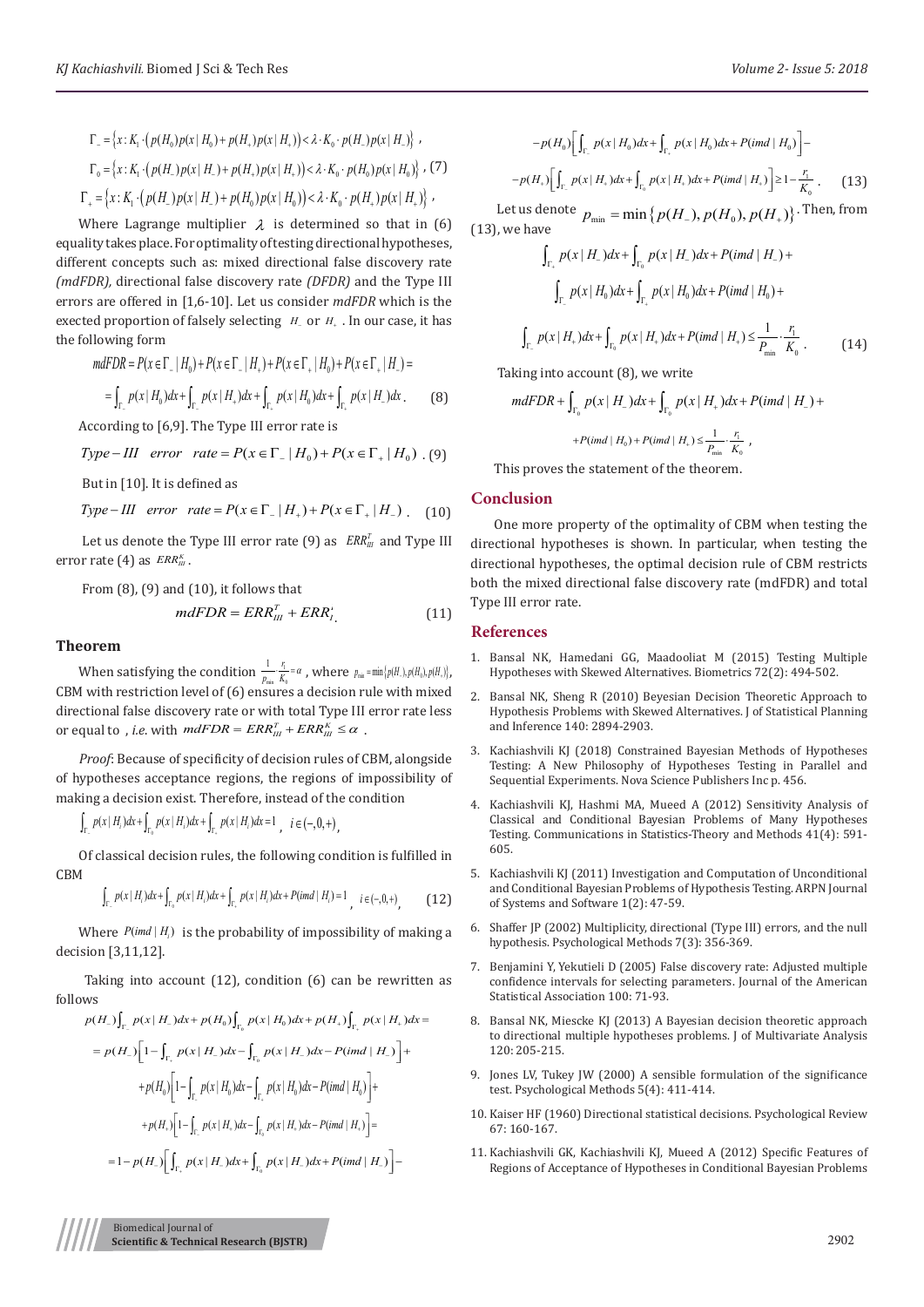$$\Gamma_- = \left\{ x : K_1 \cdot \left( p(H_0) p(x \mid H_0) + p(H_+) p(x \mid H_+) \right) < \lambda \cdot K_0 \cdot p(H_-) p(x \mid H_-) \right\},$$

$$\Gamma_0 = \left\{ x : K_1 \cdot \left( p(H_-) p(x \mid H_-) + p(H_+) p(x \mid H_+) \right) < \lambda \cdot K_0 \cdot p(H_0) p(x \mid H_0) \right\}, \quad (7)$$

$$\Gamma_+ = \left\{ x : K_1 \cdot \left( p(H_-) p(x \mid H_-) + p(H_0) p(x \mid H_0) \right) < \lambda \cdot K_0 \cdot p(H_+) p(x \mid H_+) \right\},$$

Where Lagrange multiplier $\lambda$ is determined so that in (6) equality takes place. For optimality of testing directional hypotheses, different concepts such as: mixed directional false discovery rate *(mdFDR),* directional false discovery rate *(DFDR)* and the Type III errors are offered in [1,6-10]. Let us consider *mdFDR* which is the exected proportion of falsely selecting $H_-$ or $H_+$. In our case, it has the following form

$$mdFDR = P(x \in \Gamma_- \mid H_0) + P(x \in \Gamma_- \mid H_+) + P(x \in \Gamma_+ \mid H_0) + P(x \in \Gamma_+ \mid H_-) =$$

$$= \int_{\Gamma_-} p(x \mid H_0)dx + \int_{\Gamma_-} p(x \mid H_+)dx + \int_{\Gamma_+} p(x \mid H_0)dx + \int_{\Gamma_+} p(x \mid H_-)dx. \quad (8)$$

According to [6,9]. The Type III error rate is

$$Type-III \quad error \quad rate = P(x \in \Gamma_- \mid H_0) + P(x \in \Gamma_+ \mid H_0). \quad (9)$$

But in [10]. It is defined as

$$Type-III \quad error \quad rate = P(x \in \Gamma_- \mid H_+) + P(x \in \Gamma_+ \mid H_-). \quad (10)$$

Let us denote the Type III error rate (9) as $ERR_{III}^{T}$ and Type III error rate (4) as $ERR_{III}^{K}$.

From (8), (9) and (10), it follows that

$$mdFDR = ERR_{III}^{T} + ERR_{I}^{\prime}. \quad (11)$$

### Theorem

When satisfying the condition $\frac{1}{p_{\min}} \cdot \frac{r_1}{K_0} = \alpha$, where $p_{\min} = \min\{p(H_-), p(H_0), p(H_+)\}$, CBM with restriction level of (6) ensures a decision rule with mixed directional false discovery rate or with total Type III error rate less or equal to , *i.e.* with $mdFDR = ERR_{III}^{T} + ERR_{III}^{K} \le \alpha$.

*Proof*: Because of specificity of decision rules of CBM, alongside of hypotheses acceptance regions, the regions of impossibility of making a decision exist. Therefore, instead of the condition

$$\int_{\Gamma_-} p(x \mid H_i)dx + \int_{\Gamma_0} p(x \mid H_i)dx + \int_{\Gamma_+} p(x \mid H_i)dx = 1, \quad i \in (-,0,+),$$

Of classical decision rules, the following condition is fulfilled in CBM

$$\int_{\Gamma_-} p(x \mid H_i)dx + \int_{\Gamma_0} p(x \mid H_i)dx + \int_{\Gamma_+} p(x \mid H_i)dx + P(imd \mid H_i) = 1, \quad i \in (-,0,+), \quad (12)$$

Where $P(imd \mid H_i)$ is the probability of impossibility of making a decision [3,11,12].

Taking into account (12), condition (6) can be rewritten as follows

$$p(H_-)\int_{\Gamma_-} p(x \mid H_-)dx + p(H_0)\int_{\Gamma_0} p(x \mid H_0)dx + p(H_+)\int_{\Gamma_+} p(x \mid H_+)dx =$$

$$= p(H_-)\left[1 - \int_{\Gamma_+} p(x \mid H_-)dx - \int_{\Gamma_0} p(x \mid H_-)dx - P(imd \mid H_-)\right] +$$

$$+ p(H_0)\left[1 - \int_{\Gamma_-} p(x \mid H_0)dx - \int_{\Gamma_+} p(x \mid H_0)dx - P(imd \mid H_0)\right] +$$

$$+ p(H_+)\left[1 - \int_{\Gamma_-} p(x \mid H_+)dx - \int_{\Gamma_0} p(x \mid H_+)dx - P(imd \mid H_+)\right] =$$

$$= 1 - p(H_-)\left[\int_{\Gamma_+} p(x \mid H_-)dx + \int_{\Gamma_0} p(x \mid H_-)dx + P(imd \mid H_-)\right] -$$

$$- p(H_0)\left[\int_{\Gamma_-} p(x \mid H_0)dx + \int_{\Gamma_+} p(x \mid H_0)dx + P(imd \mid H_0)\right] -$$

$$- p(H_+)\left[\int_{\Gamma_-} p(x \mid H_+)dx + \int_{\Gamma_0} p(x \mid H_+)dx + P(imd \mid H_+)\right] \ge 1 - \frac{r_1}{K_0}. \quad (13)$$

Let us denote $p_{\min} = \min\{p(H_-), p(H_0), p(H_+)\}$. Then, from (13), we have

$$\int_{\Gamma_+} p(x \mid H_-)dx + \int_{\Gamma_0} p(x \mid H_-)dx + P(imd \mid H_-) +$$

$$\int_{\Gamma_-} p(x \mid H_0)dx + \int_{\Gamma_+} p(x \mid H_0)dx + P(imd \mid H_0) +$$

$$\int_{\Gamma_-} p(x \mid H_+)dx + \int_{\Gamma_0} p(x \mid H_+)dx + P(imd \mid H_+) \le \frac{1}{P_{\min}} \cdot \frac{r_1}{K_0}. \quad (14)$$

Taking into account (8), we write

$$mdFDR + \int_{\Gamma_0} p(x \mid H_-)dx + \int_{\Gamma_0} p(x \mid H_+)dx + P(imd \mid H_-) +$$

$$+ P(imd \mid H_0) + P(imd \mid H_+) \le \frac{1}{P_{\min}} \cdot \frac{r_1}{K_0},$$

This proves the statement of the theorem.

## Conclusion

One more property of the optimality of CBM when testing the directional hypotheses is shown. In particular, when testing the directional hypotheses, the optimal decision rule of CBM restricts both the mixed directional false discovery rate (mdFDR) and total Type III error rate.

## References

1. Bansal NK, Hamedani GG, Maadooliat M (2015) Testing Multiple Hypotheses with Skewed Alternatives. Biometrics 72(2): 494-502.
2. Bansal NK, Sheng R (2010) Beyesian Decision Theoretic Approach to Hypothesis Problems with Skewed Alternatives. J of Statistical Planning and Inference 140: 2894-2903.
3. Kachiashvili KJ (2018) Constrained Bayesian Methods of Hypotheses Testing: A New Philosophy of Hypotheses Testing in Parallel and Sequential Experiments. Nova Science Publishers Inc p. 456.
4. Kachiashvili KJ, Hashmi MA, Mueed A (2012) Sensitivity Analysis of Classical and Conditional Bayesian Problems of Many Hypotheses Testing. Communications in Statistics-Theory and Methods 41(4): 591-605.
5. Kachiashvili KJ (2011) Investigation and Computation of Unconditional and Conditional Bayesian Problems of Hypothesis Testing. ARPN Journal of Systems and Software 1(2): 47-59.
6. Shaffer JP (2002) Multiplicity, directional (Type III) errors, and the null hypothesis. Psychological Methods 7(3): 356-369.
7. Benjamini Y, Yekutieli D (2005) False discovery rate: Adjusted multiple confidence intervals for selecting parameters. Journal of the American Statistical Association 100: 71-93.
8. Bansal NK, Miescke KJ (2013) A Bayesian decision theoretic approach to directional multiple hypotheses problems. J of Multivariate Analysis 120: 205-215.
9. Jones LV, Tukey JW (2000) A sensible formulation of the significance test. Psychological Methods 5(4): 411-414.
10. Kaiser HF (1960) Directional statistical decisions. Psychological Review 67: 160-167.
11. Kachiashvili GK, Kachiashvili KJ, Mueed A (2012) Specific Features of Regions of Acceptance of Hypotheses in Conditional Bayesian Problems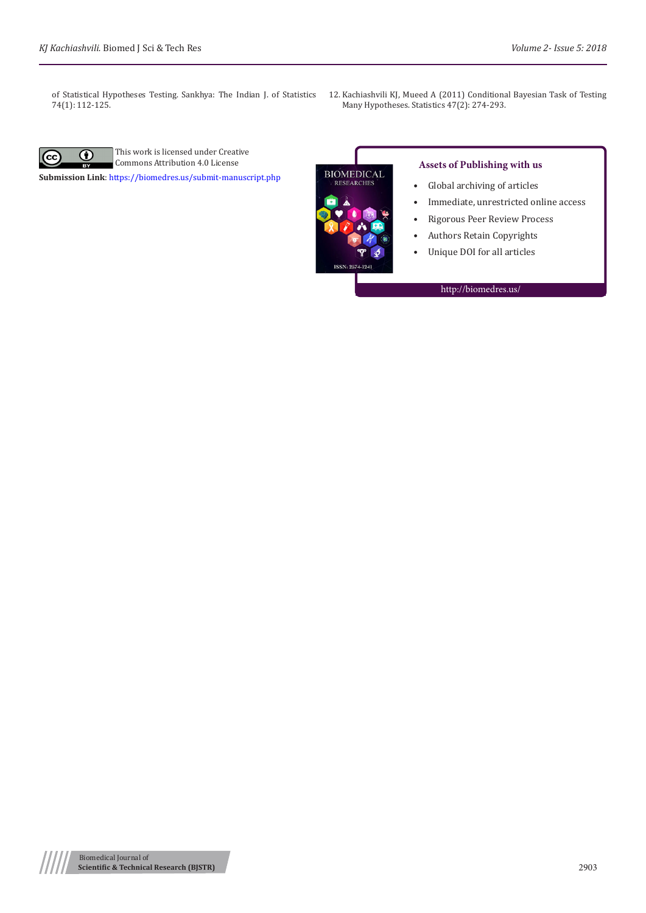of Statistical Hypotheses Testing. Sankhya: The Indian J. of Statistics 74(1): 112-125.

12. Kachiashvili KJ, Mueed A (2011) Conditional Bayesian Task of Testing Many Hypotheses. Statistics 47(2): 274-293.

This work is licensed under Creative Commons Attribution 4.0 License

**Submission Link**: https://biomedres.us/submit-manuscript.php

**Assets of Publishing with us**

- Global archiving of articles
- Immediate, unrestricted online access
- Rigorous Peer Review Process
- Authors Retain Copyrights
- Unique DOI for all articles

http://biomedres.us/